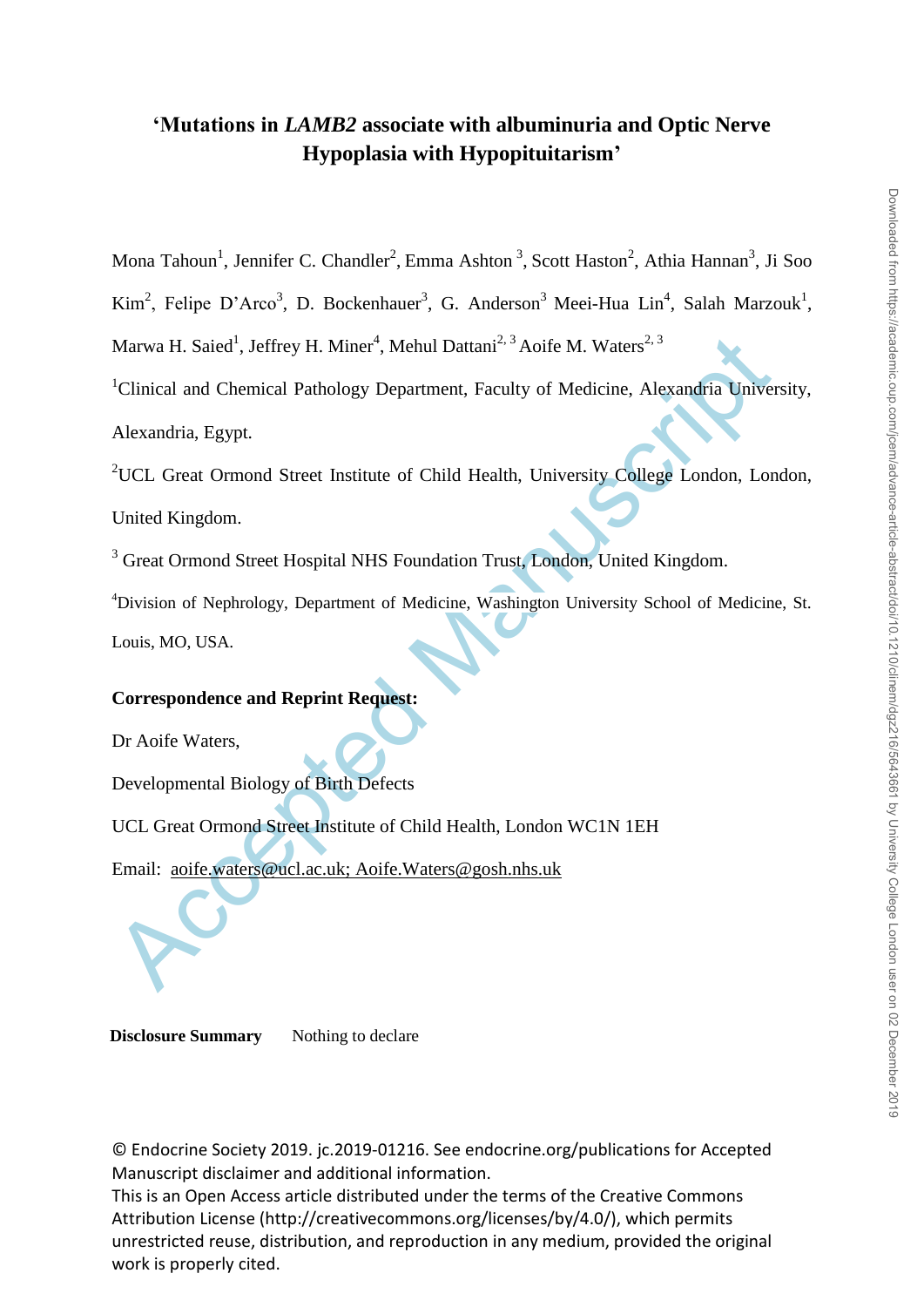# 'Mutations in *LAMB2* associate with albuminuria and Optic Nerve Hypoplasia with Hypopituitarism'

Mona Tahoun[1], Jennifer C. Chandler[2], Emma Ashton [3], Scott Haston[2], Athia Hannan[3], Ji Soo Kim[2], Felipe D'Arco[3], D. Bockenhauer[3], G. Anderson[3] Meei-Hua Lin[4], Salah Marzouk[1], Marwa H. Saied[1], Jeffrey H. Miner[4], Mehul Dattani[2, 3] Aoife M. Waters[2, 3]

[1]Clinical and Chemical Pathology Department, Faculty of Medicine, Alexandria University, Alexandria, Egypt.

[2]UCL Great Ormond Street Institute of Child Health, University College London, London, United Kingdom.

[3] Great Ormond Street Hospital NHS Foundation Trust, London, United Kingdom.

[4]Division of Nephrology, Department of Medicine, Washington University School of Medicine, St. Louis, MO, USA.

**Correspondence and Reprint Request:**

Dr Aoife Waters,

Developmental Biology of Birth Defects

UCL Great Ormond Street Institute of Child Health, London WC1N 1EH

Email: aoife.waters@ucl.ac.uk; Aoife.Waters@gosh.nhs.uk

**Disclosure Summary** Nothing to declare

© Endocrine Society 2019. jc.2019-01216. See endocrine.org/publications for Accepted Manuscript disclaimer and additional information.
This is an Open Access article distributed under the terms of the Creative Commons Attribution License (http://creativecommons.org/licenses/by/4.0/), which permits unrestricted reuse, distribution, and reproduction in any medium, provided the original work is properly cited.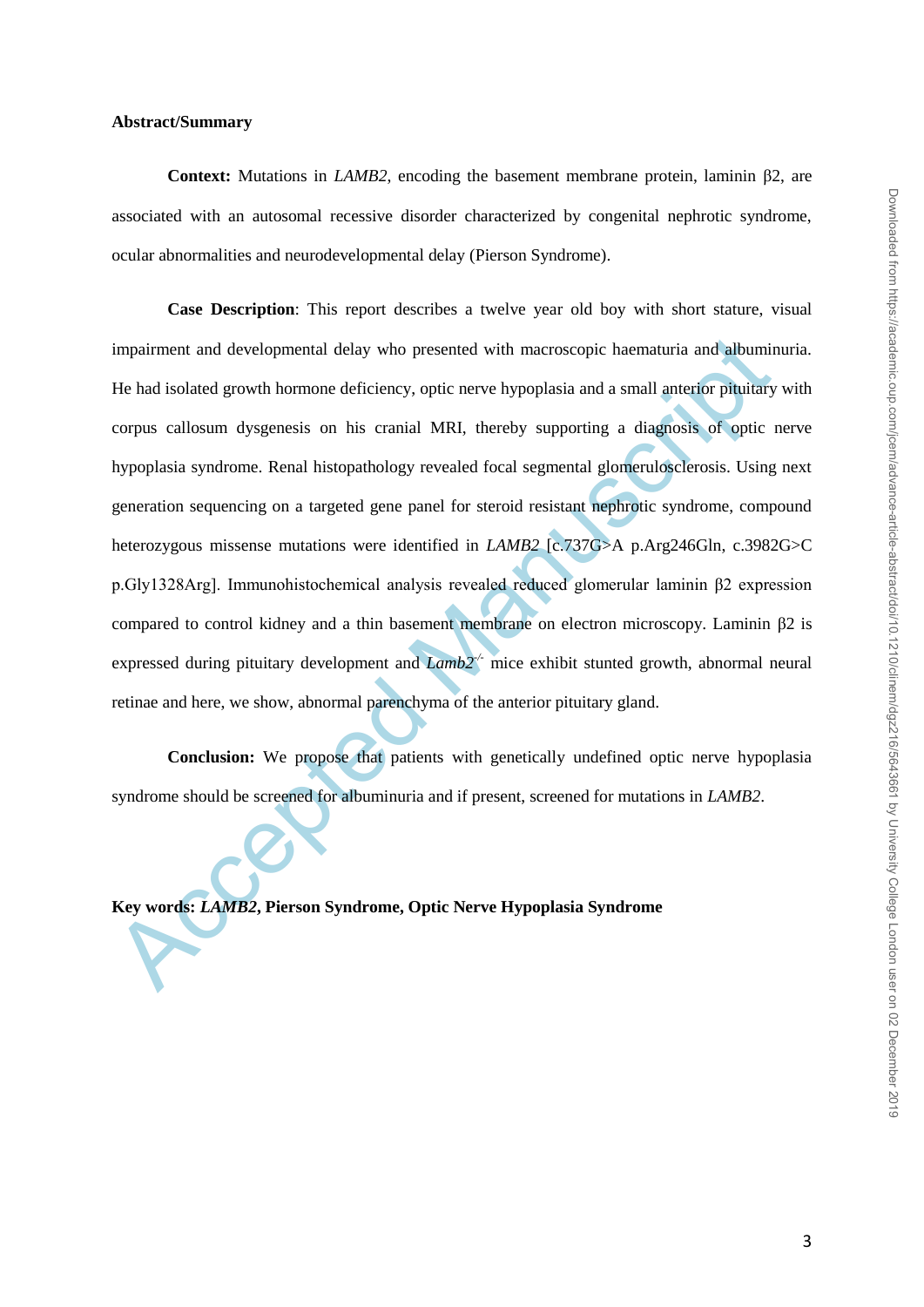**Abstract/Summary**

**Context:** Mutations in *LAMB2*, encoding the basement membrane protein, laminin β2, are associated with an autosomal recessive disorder characterized by congenital nephrotic syndrome, ocular abnormalities and neurodevelopmental delay (Pierson Syndrome).

**Case Description**: This report describes a twelve year old boy with short stature, visual impairment and developmental delay who presented with macroscopic haematuria and albuminuria. He had isolated growth hormone deficiency, optic nerve hypoplasia and a small anterior pituitary with corpus callosum dysgenesis on his cranial MRI, thereby supporting a diagnosis of optic nerve hypoplasia syndrome. Renal histopathology revealed focal segmental glomerulosclerosis. Using next generation sequencing on a targeted gene panel for steroid resistant nephrotic syndrome, compound heterozygous missense mutations were identified in *LAMB2* [c.737G>A p.Arg246Gln, c.3982G>C p.Gly1328Arg]. Immunohistochemical analysis revealed reduced glomerular laminin β2 expression compared to control kidney and a thin basement membrane on electron microscopy. Laminin β2 is expressed during pituitary development and *Lamb2*$^{-/-}$ mice exhibit stunted growth, abnormal neural retinae and here, we show, abnormal parenchyma of the anterior pituitary gland.

**Conclusion:** We propose that patients with genetically undefined optic nerve hypoplasia syndrome should be screened for albuminuria and if present, screened for mutations in *LAMB2*.

**Key words: *LAMB2*, Pierson Syndrome, Optic Nerve Hypoplasia Syndrome**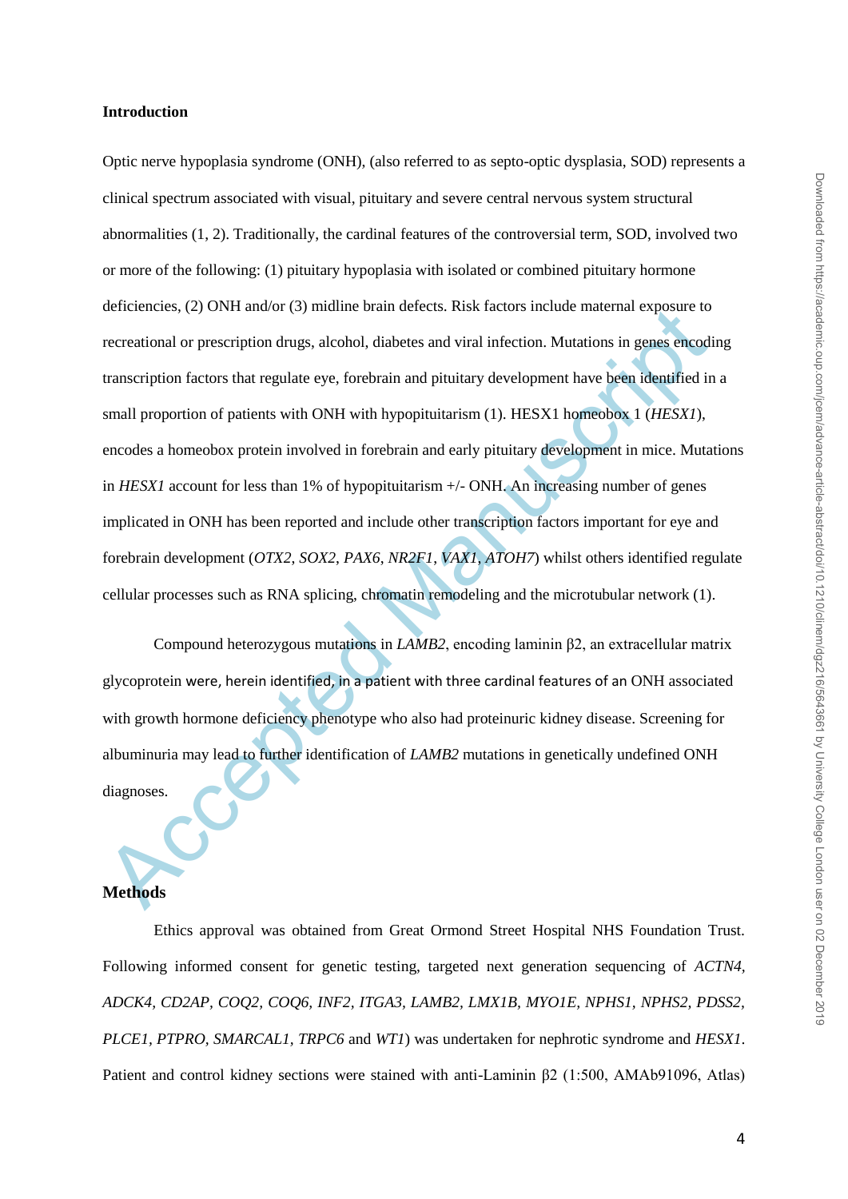**Introduction**

Optic nerve hypoplasia syndrome (ONH), (also referred to as septo-optic dysplasia, SOD) represents a clinical spectrum associated with visual, pituitary and severe central nervous system structural abnormalities (1, 2). Traditionally, the cardinal features of the controversial term, SOD, involved two or more of the following: (1) pituitary hypoplasia with isolated or combined pituitary hormone deficiencies, (2) ONH and/or (3) midline brain defects. Risk factors include maternal exposure to recreational or prescription drugs, alcohol, diabetes and viral infection. Mutations in genes encoding transcription factors that regulate eye, forebrain and pituitary development have been identified in a small proportion of patients with ONH with hypopituitarism (1). HESX1 homeobox 1 (*HESX1*), encodes a homeobox protein involved in forebrain and early pituitary development in mice. Mutations in *HESX1* account for less than 1% of hypopituitarism +/- ONH. An increasing number of genes implicated in ONH has been reported and include other transcription factors important for eye and forebrain development (*OTX2*, *SOX2*, *PAX6*, *NR2F1*, *VAX1*, *ATOH7*) whilst others identified regulate cellular processes such as RNA splicing, chromatin remodeling and the microtubular network (1).

Compound heterozygous mutations in *LAMB2*, encoding laminin β2, an extracellular matrix glycoprotein were, herein identified, in a patient with three cardinal features of an ONH associated with growth hormone deficiency phenotype who also had proteinuric kidney disease. Screening for albuminuria may lead to further identification of *LAMB2* mutations in genetically undefined ONH diagnoses.

**Methods**

Ethics approval was obtained from Great Ormond Street Hospital NHS Foundation Trust. Following informed consent for genetic testing, targeted next generation sequencing of *ACTN4, ADCK4, CD2AP, COQ2, COQ6, INF2, ITGA3, LAMB2, LMX1B, MYO1E, NPHS1, NPHS2, PDSS2, PLCE1, PTPRO, SMARCAL1, TRPC6* and *WT1*) was undertaken for nephrotic syndrome and *HESX1*. Patient and control kidney sections were stained with anti-Laminin β2 (1:500, AMAb91096, Atlas)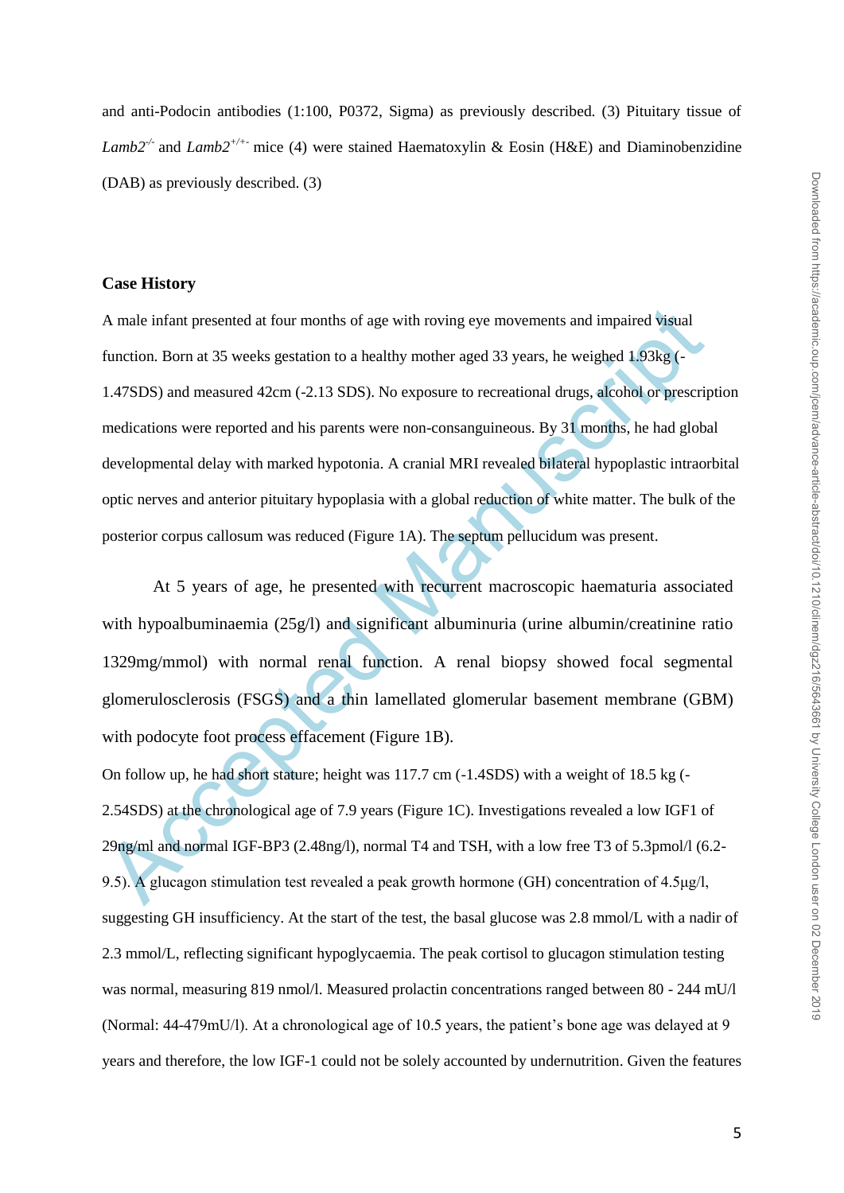and anti-Podocin antibodies (1:100, P0372, Sigma) as previously described. (3) Pituitary tissue of *Lamb2*$^{-/-}$ and *Lamb2*$^{+/+-}$ mice (4) were stained Haematoxylin & Eosin (H&E) and Diaminobenzidine (DAB) as previously described. (3)

## Case History

A male infant presented at four months of age with roving eye movements and impaired visual function. Born at 35 weeks gestation to a healthy mother aged 33 years, he weighed 1.93kg (-1.47SDS) and measured 42cm (-2.13 SDS). No exposure to recreational drugs, alcohol or prescription medications were reported and his parents were non-consanguineous. By 31 months, he had global developmental delay with marked hypotonia. A cranial MRI revealed bilateral hypoplastic intraorbital optic nerves and anterior pituitary hypoplasia with a global reduction of white matter. The bulk of the posterior corpus callosum was reduced (Figure 1A). The septum pellucidum was present.

At 5 years of age, he presented with recurrent macroscopic haematuria associated with hypoalbuminaemia (25g/l) and significant albuminuria (urine albumin/creatinine ratio 1329mg/mmol) with normal renal function. A renal biopsy showed focal segmental glomerulosclerosis (FSGS) and a thin lamellated glomerular basement membrane (GBM) with podocyte foot process effacement (Figure 1B).

On follow up, he had short stature; height was 117.7 cm (-1.4SDS) with a weight of 18.5 kg (-2.54SDS) at the chronological age of 7.9 years (Figure 1C). Investigations revealed a low IGF1 of 29ng/ml and normal IGF-BP3 (2.48ng/l), normal T4 and TSH, with a low free T3 of 5.3pmol/l (6.2-9.5). A glucagon stimulation test revealed a peak growth hormone (GH) concentration of 4.5µg/l, suggesting GH insufficiency. At the start of the test, the basal glucose was 2.8 mmol/L with a nadir of 2.3 mmol/L, reflecting significant hypoglycaemia. The peak cortisol to glucagon stimulation testing was normal, measuring 819 nmol/l. Measured prolactin concentrations ranged between 80 - 244 mU/l (Normal: 44-479mU/l). At a chronological age of 10.5 years, the patient's bone age was delayed at 9 years and therefore, the low IGF-1 could not be solely accounted by undernutrition. Given the features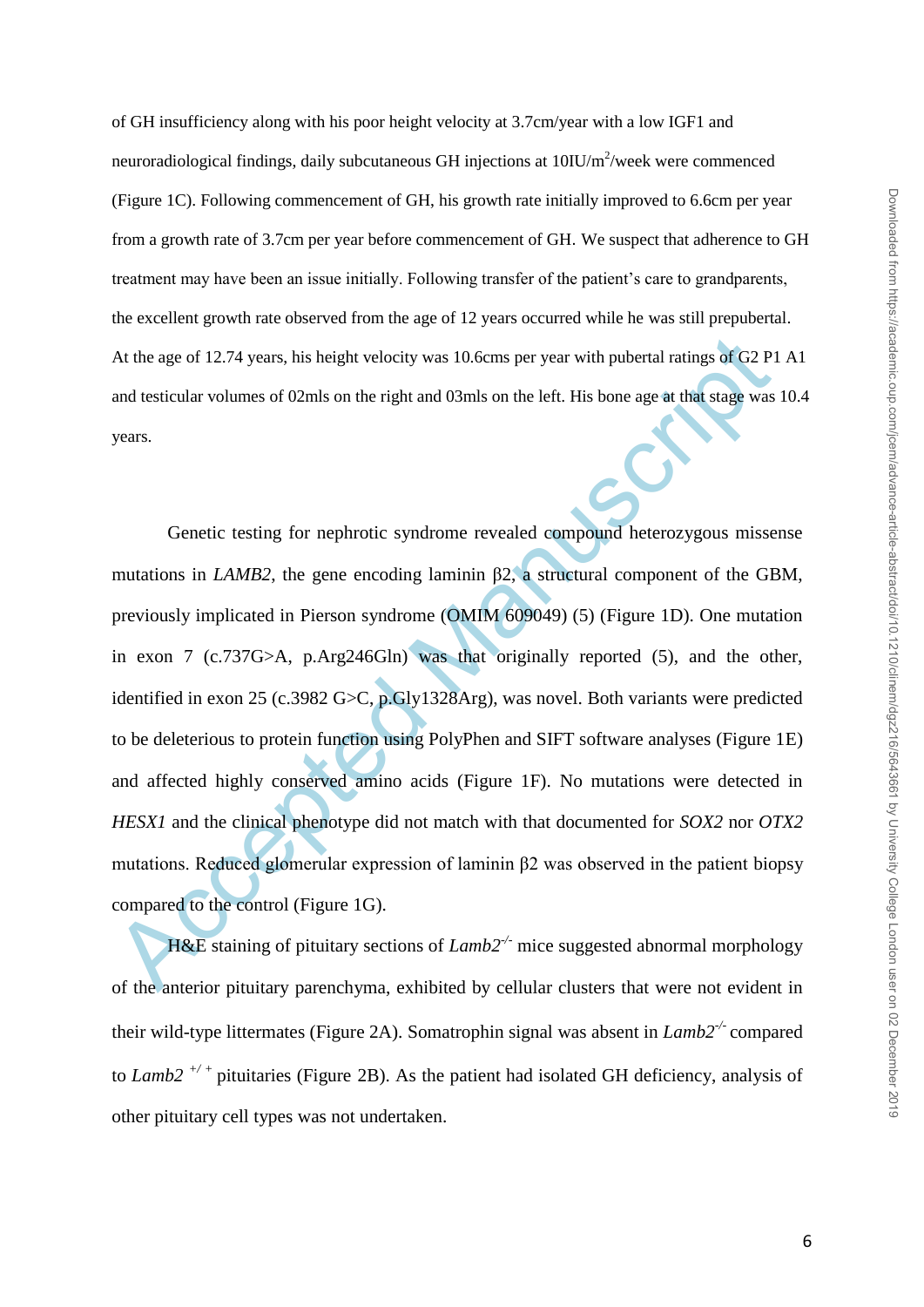of GH insufficiency along with his poor height velocity at 3.7cm/year with a low IGF1 and neuroradiological findings, daily subcutaneous GH injections at 10IU/m$^2$/week were commenced (Figure 1C). Following commencement of GH, his growth rate initially improved to 6.6cm per year from a growth rate of 3.7cm per year before commencement of GH. We suspect that adherence to GH treatment may have been an issue initially. Following transfer of the patient's care to grandparents, the excellent growth rate observed from the age of 12 years occurred while he was still prepubertal. At the age of 12.74 years, his height velocity was 10.6cms per year with pubertal ratings of G2 P1 A1 and testicular volumes of 02mls on the right and 03mls on the left. His bone age at that stage was 10.4 years.

Genetic testing for nephrotic syndrome revealed compound heterozygous missense mutations in *LAMB2*, the gene encoding laminin β2, a structural component of the GBM, previously implicated in Pierson syndrome (OMIM 609049) (5) (Figure 1D). One mutation in exon 7 (c.737G>A, p.Arg246Gln) was that originally reported (5), and the other, identified in exon 25 (c.3982 G>C, p.Gly1328Arg), was novel. Both variants were predicted to be deleterious to protein function using PolyPhen and SIFT software analyses (Figure 1E) and affected highly conserved amino acids (Figure 1F). No mutations were detected in *HESX1* and the clinical phenotype did not match with that documented for *SOX2* nor *OTX2* mutations. Reduced glomerular expression of laminin β2 was observed in the patient biopsy compared to the control (Figure 1G).

H&E staining of pituitary sections of *Lamb2*$^{-/-}$ mice suggested abnormal morphology of the anterior pituitary parenchyma, exhibited by cellular clusters that were not evident in their wild-type littermates (Figure 2A). Somatrophin signal was absent in *Lamb2*$^{-/-}$ compared to *Lamb2* $^{+/+}$ pituitaries (Figure 2B). As the patient had isolated GH deficiency, analysis of other pituitary cell types was not undertaken.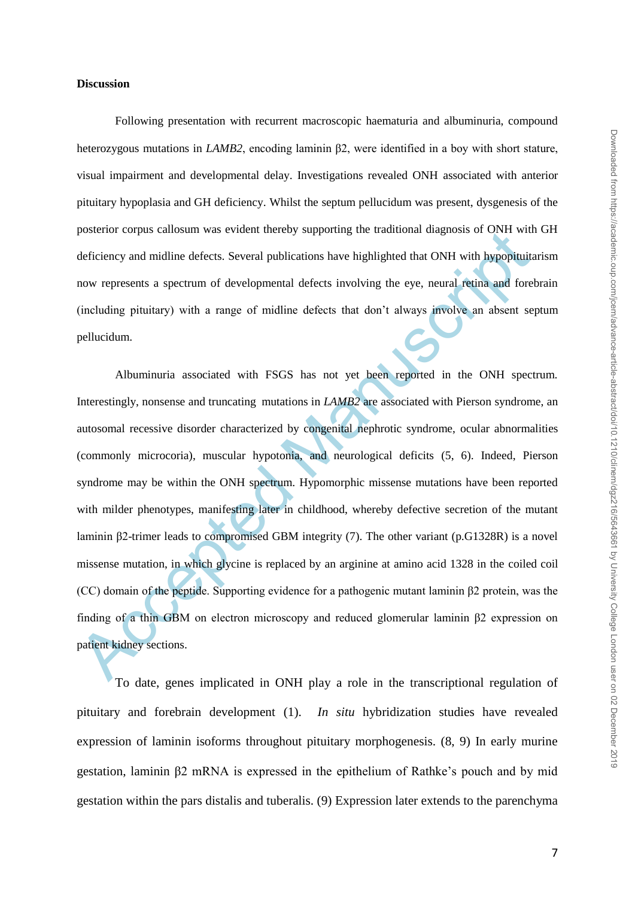**Discussion**

Following presentation with recurrent macroscopic haematuria and albuminuria, compound heterozygous mutations in *LAMB2*, encoding laminin β2, were identified in a boy with short stature, visual impairment and developmental delay. Investigations revealed ONH associated with anterior pituitary hypoplasia and GH deficiency. Whilst the septum pellucidum was present, dysgenesis of the posterior corpus callosum was evident thereby supporting the traditional diagnosis of ONH with GH deficiency and midline defects. Several publications have highlighted that ONH with hypopituitarism now represents a spectrum of developmental defects involving the eye, neural retina and forebrain (including pituitary) with a range of midline defects that don't always involve an absent septum pellucidum.

Albuminuria associated with FSGS has not yet been reported in the ONH spectrum. Interestingly, nonsense and truncating mutations in *LAMB2* are associated with Pierson syndrome, an autosomal recessive disorder characterized by congenital nephrotic syndrome, ocular abnormalities (commonly microcoria), muscular hypotonia, and neurological deficits (5, 6). Indeed, Pierson syndrome may be within the ONH spectrum. Hypomorphic missense mutations have been reported with milder phenotypes, manifesting later in childhood, whereby defective secretion of the mutant laminin β2-trimer leads to compromised GBM integrity (7). The other variant (p.G1328R) is a novel missense mutation, in which glycine is replaced by an arginine at amino acid 1328 in the coiled coil (CC) domain of the peptide. Supporting evidence for a pathogenic mutant laminin β2 protein, was the finding of a thin GBM on electron microscopy and reduced glomerular laminin β2 expression on patient kidney sections.

To date, genes implicated in ONH play a role in the transcriptional regulation of pituitary and forebrain development (1). *In situ* hybridization studies have revealed expression of laminin isoforms throughout pituitary morphogenesis. (8, 9) In early murine gestation, laminin β2 mRNA is expressed in the epithelium of Rathke's pouch and by mid gestation within the pars distalis and tuberalis. (9) Expression later extends to the parenchyma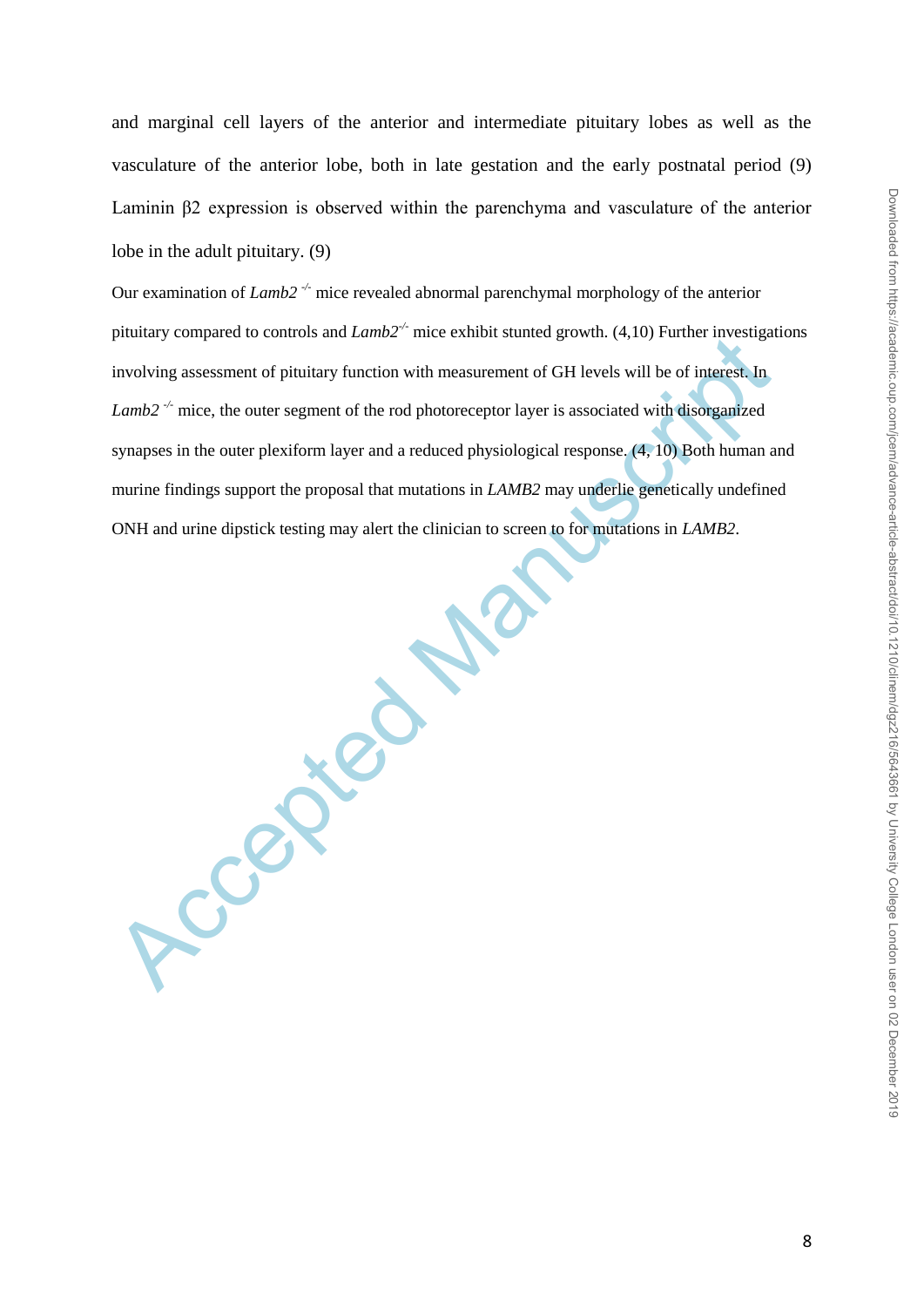and marginal cell layers of the anterior and intermediate pituitary lobes as well as the vasculature of the anterior lobe, both in late gestation and the early postnatal period (9) Laminin β2 expression is observed within the parenchyma and vasculature of the anterior lobe in the adult pituitary. (9)

Our examination of *Lamb2* $^{-/-}$ mice revealed abnormal parenchymal morphology of the anterior pituitary compared to controls and *Lamb2*$^{-/-}$ mice exhibit stunted growth. (4,10) Further investigations involving assessment of pituitary function with measurement of GH levels will be of interest. In *Lamb2* $^{-/-}$ mice, the outer segment of the rod photoreceptor layer is associated with disorganized synapses in the outer plexiform layer and a reduced physiological response. (4, 10) Both human and murine findings support the proposal that mutations in *LAMB2* may underlie genetically undefined ONH and urine dipstick testing may alert the clinician to screen to for mutations in *LAMB2*.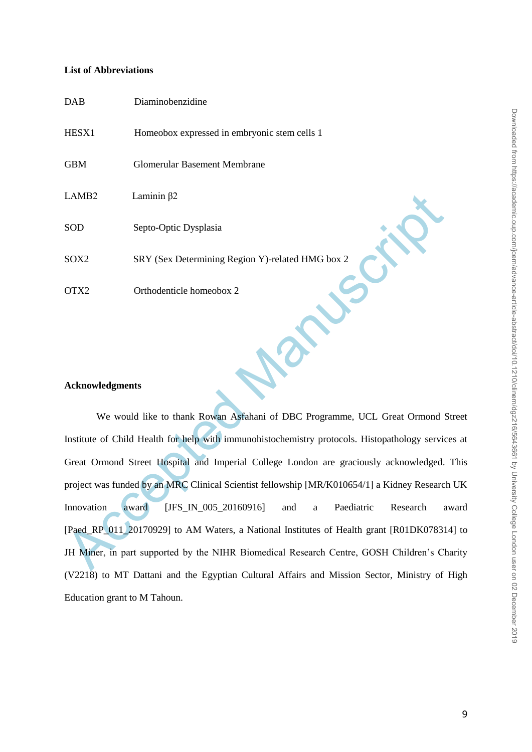**List of Abbreviations**

| | |
|---|---|
| DAB | Diaminobenzidine |
| HESX1 | Homeobox expressed in embryonic stem cells 1 |
| GBM | Glomerular Basement Membrane |
| LAMB2 | Laminin β2 |
| SOD | Septo-Optic Dysplasia |
| SOX2 | SRY (Sex Determining Region Y)-related HMG box 2 |
| OTX2 | Orthodenticle homeobox 2 |

**Acknowledgments**

We would like to thank Rowan Asfahani of DBC Programme, UCL Great Ormond Street Institute of Child Health for help with immunohistochemistry protocols. Histopathology services at Great Ormond Street Hospital and Imperial College London are graciously acknowledged. This project was funded by an MRC Clinical Scientist fellowship [MR/K010654/1] a Kidney Research UK Innovation award [JFS_IN_005_20160916] and a Paediatric Research award [Paed_RP_011_20170929] to AM Waters, a National Institutes of Health grant [R01DK078314] to JH Miner, in part supported by the NIHR Biomedical Research Centre, GOSH Children's Charity (V2218) to MT Dattani and the Egyptian Cultural Affairs and Mission Sector, Ministry of High Education grant to M Tahoun.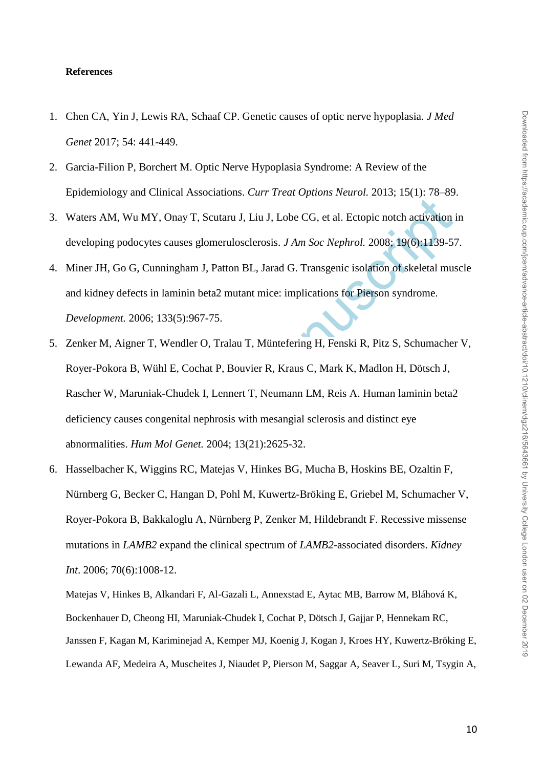**References**

1. Chen CA, Yin J, Lewis RA, Schaaf CP. Genetic causes of optic nerve hypoplasia. *J Med Genet* 2017; 54: 441-449.
2. Garcia-Filion P, Borchert M. Optic Nerve Hypoplasia Syndrome: A Review of the Epidemiology and Clinical Associations. *Curr Treat Options Neurol.* 2013; 15(1): 78–89.
3. Waters AM, Wu MY, Onay T, Scutaru J, Liu J, Lobe CG, et al. Ectopic notch activation in developing podocytes causes glomerulosclerosis. *J Am Soc Nephrol.* 2008; 19(6):1139-57.
4. Miner JH, Go G, Cunningham J, Patton BL, Jarad G. Transgenic isolation of skeletal muscle and kidney defects in laminin beta2 mutant mice: implications for Pierson syndrome. *Development.* 2006; 133(5):967-75.
5. Zenker M, Aigner T, Wendler O, Tralau T, Müntefering H, Fenski R, Pitz S, Schumacher V, Royer-Pokora B, Wühl E, Cochat P, Bouvier R, Kraus C, Mark K, Madlon H, Dötsch J, Rascher W, Maruniak-Chudek I, Lennert T, Neumann LM, Reis A. Human laminin beta2 deficiency causes congenital nephrosis with mesangial sclerosis and distinct eye abnormalities. *Hum Mol Genet.* 2004; 13(21):2625-32.
6. Hasselbacher K, Wiggins RC, Matejas V, Hinkes BG, Mucha B, Hoskins BE, Ozaltin F, Nürnberg G, Becker C, Hangan D, Pohl M, Kuwertz-Bröking E, Griebel M, Schumacher V, Royer-Pokora B, Bakkaloglu A, Nürnberg P, Zenker M, Hildebrandt F. Recessive missense mutations in *LAMB2* expand the clinical spectrum of *LAMB2*-associated disorders. *Kidney Int*. 2006; 70(6):1008-12.

   Matejas V, Hinkes B, Alkandari F, Al-Gazali L, Annexstad E, Aytac MB, Barrow M, Bláhová K, Bockenhauer D, Cheong HI, Maruniak-Chudek I, Cochat P, Dötsch J, Gajjar P, Hennekam RC, Janssen F, Kagan M, Kariminejad A, Kemper MJ, Koenig J, Kogan J, Kroes HY, Kuwertz-Bröking E, Lewanda AF, Medeira A, Muscheites J, Niaudet P, Pierson M, Saggar A, Seaver L, Suri M, Tsygin A,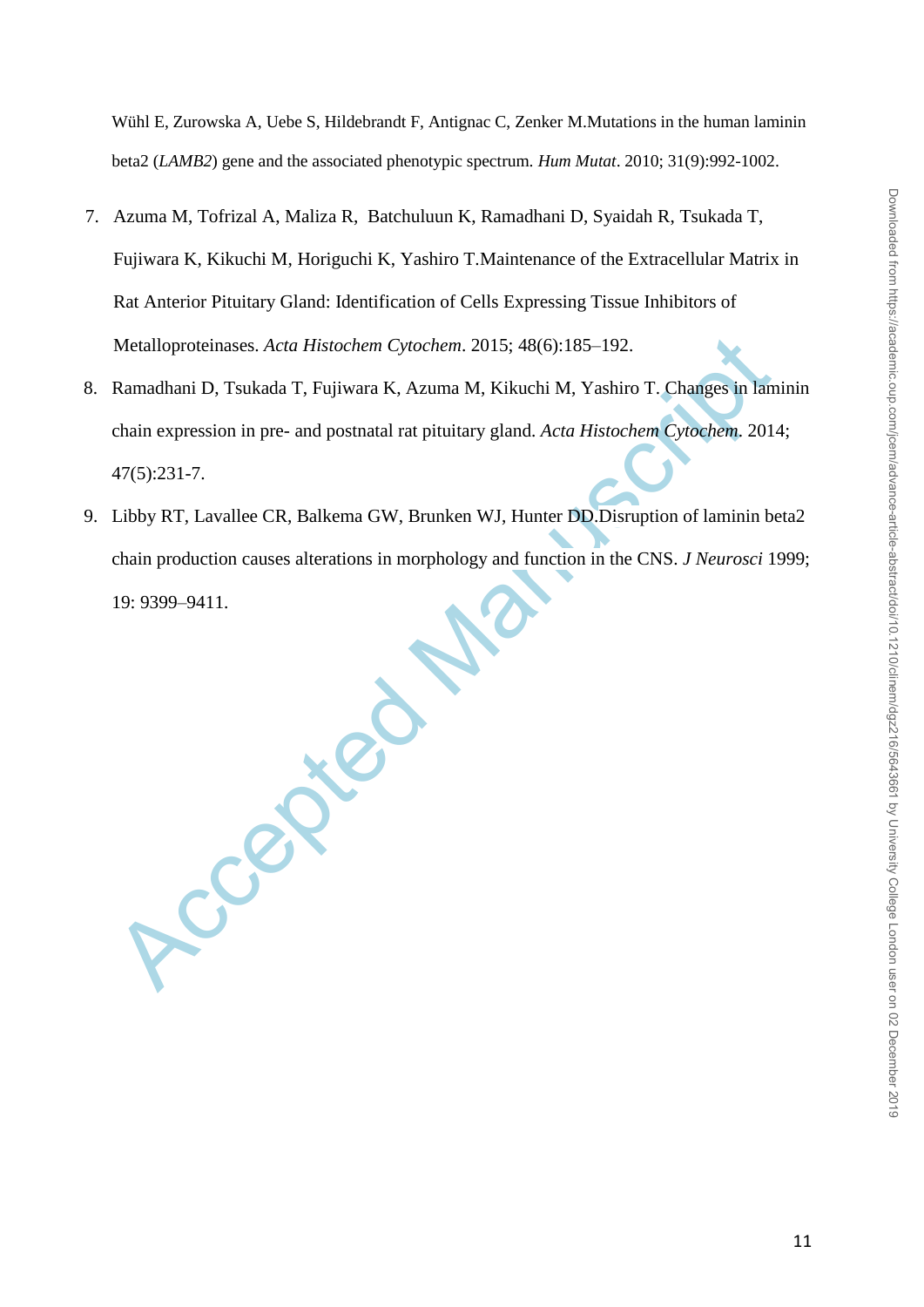Wühl E, Zurowska A, Uebe S, Hildebrandt F, Antignac C, Zenker M.Mutations in the human laminin beta2 (*LAMB2*) gene and the associated phenotypic spectrum. *Hum Mutat*. 2010; 31(9):992-1002.

7. Azuma M, Tofrizal A, Maliza R, Batchuluun K, Ramadhani D, Syaidah R, Tsukada T, Fujiwara K, Kikuchi M, Horiguchi K, Yashiro T.Maintenance of the Extracellular Matrix in Rat Anterior Pituitary Gland: Identification of Cells Expressing Tissue Inhibitors of Metalloproteinases. *Acta Histochem Cytochem*. 2015; 48(6):185–192.
8. Ramadhani D, Tsukada T, Fujiwara K, Azuma M, Kikuchi M, Yashiro T. Changes in laminin chain expression in pre- and postnatal rat pituitary gland. *Acta Histochem Cytochem*. 2014; 47(5):231-7.
9. Libby RT, Lavallee CR, Balkema GW, Brunken WJ, Hunter DD.Disruption of laminin beta2 chain production causes alterations in morphology and function in the CNS. *J Neurosci* 1999; 19: 9399–9411.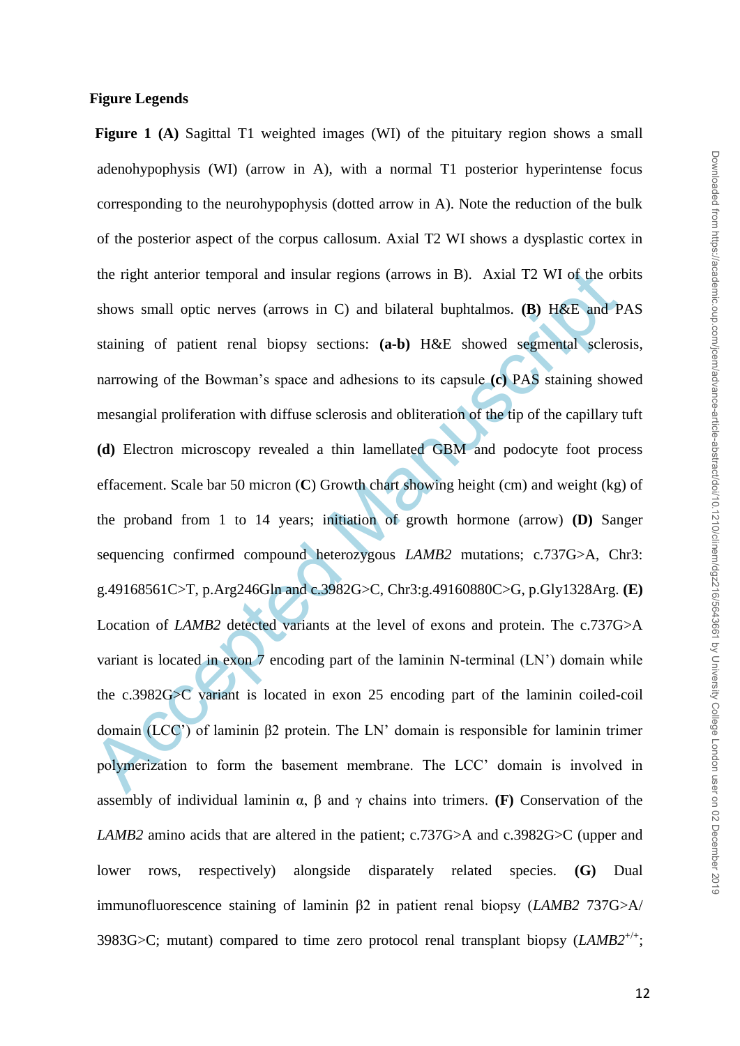## Figure Legends

**Figure 1 (A)** Sagittal T1 weighted images (WI) of the pituitary region shows a small adenohypophysis (WI) (arrow in A), with a normal T1 posterior hyperintense focus corresponding to the neurohypophysis (dotted arrow in A). Note the reduction of the bulk of the posterior aspect of the corpus callosum. Axial T2 WI shows a dysplastic cortex in the right anterior temporal and insular regions (arrows in B). Axial T2 WI of the orbits shows small optic nerves (arrows in C) and bilateral buphtalmos. **(B)** H&E and PAS staining of patient renal biopsy sections: **(a-b)** H&E showed segmental sclerosis, narrowing of the Bowman's space and adhesions to its capsule **(c)** PAS staining showed mesangial proliferation with diffuse sclerosis and obliteration of the tip of the capillary tuft **(d)** Electron microscopy revealed a thin lamellated GBM and podocyte foot process effacement. Scale bar 50 micron (**C**) Growth chart showing height (cm) and weight (kg) of the proband from 1 to 14 years; initiation of growth hormone (arrow) **(D)** Sanger sequencing confirmed compound heterozygous *LAMB2* mutations; c.737G>A, Chr3: g.49168561C>T, p.Arg246Gln and c.3982G>C, Chr3:g.49160880C>G, p.Gly1328Arg. **(E)** Location of *LAMB2* detected variants at the level of exons and protein. The c.737G>A variant is located in exon 7 encoding part of the laminin N-terminal (LN') domain while the c.3982G>C variant is located in exon 25 encoding part of the laminin coiled-coil domain (LCC') of laminin β2 protein. The LN' domain is responsible for laminin trimer polymerization to form the basement membrane. The LCC' domain is involved in assembly of individual laminin α, β and γ chains into trimers. **(F)** Conservation of the *LAMB2* amino acids that are altered in the patient; c.737G>A and c.3982G>C (upper and lower rows, respectively) alongside disparately related species. **(G)** Dual immunofluorescence staining of laminin β2 in patient renal biopsy (*LAMB2* 737G>A/ 3983G>C; mutant) compared to time zero protocol renal transplant biopsy (*LAMB2*$^{+/+}$;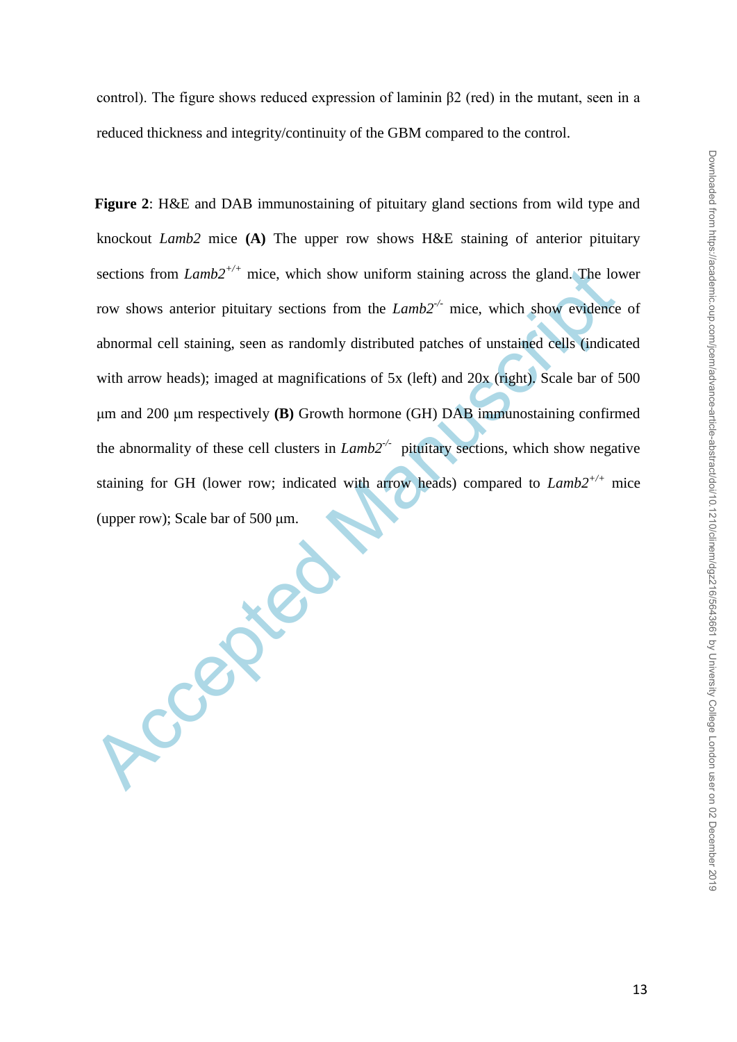control). The figure shows reduced expression of laminin β2 (red) in the mutant, seen in a reduced thickness and integrity/continuity of the GBM compared to the control.

**Figure 2**: H&E and DAB immunostaining of pituitary gland sections from wild type and knockout *Lamb2* mice **(A)** The upper row shows H&E staining of anterior pituitary sections from *Lamb2*$^{+/+}$ mice, which show uniform staining across the gland. The lower row shows anterior pituitary sections from the *Lamb2*$^{-/-}$ mice, which show evidence of abnormal cell staining, seen as randomly distributed patches of unstained cells (indicated with arrow heads); imaged at magnifications of 5x (left) and 20x (right). Scale bar of 500 μm and 200 μm respectively **(B)** Growth hormone (GH) DAB immunostaining confirmed the abnormality of these cell clusters in *Lamb2*$^{-/-}$ pituitary sections, which show negative staining for GH (lower row; indicated with arrow heads) compared to *Lamb2*$^{+/+}$ mice (upper row); Scale bar of 500 μm.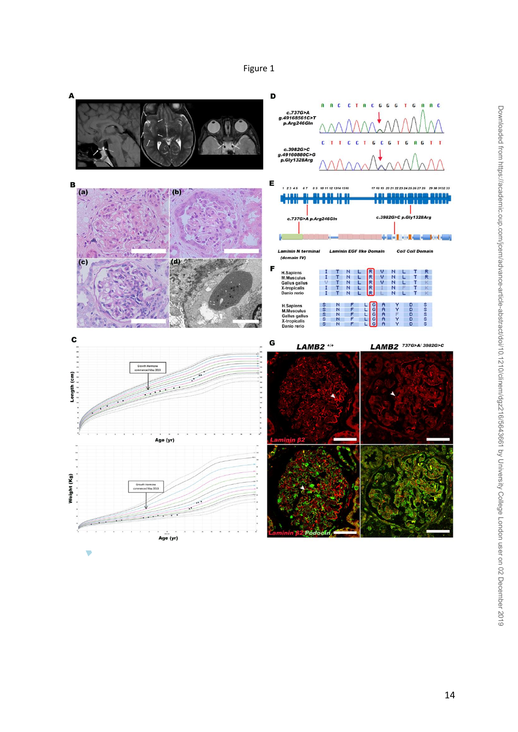Figure 1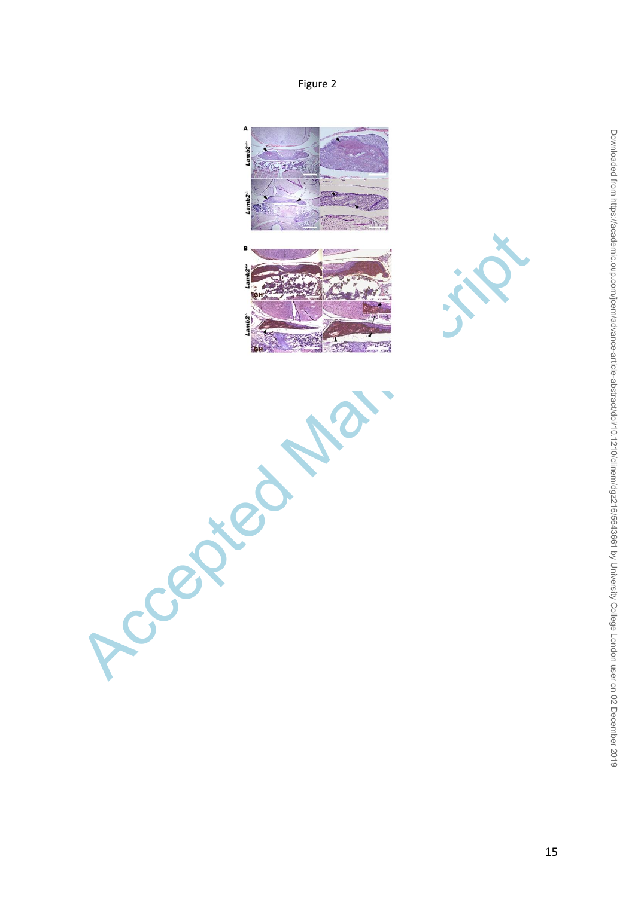Figure 2

A

*Lamb2*$^{+/+}$

*Lamb2*$^{-/-}$

B

*Lamb2*$^{+/+}$

GH

*Lamb2*$^{-/-}$

GH